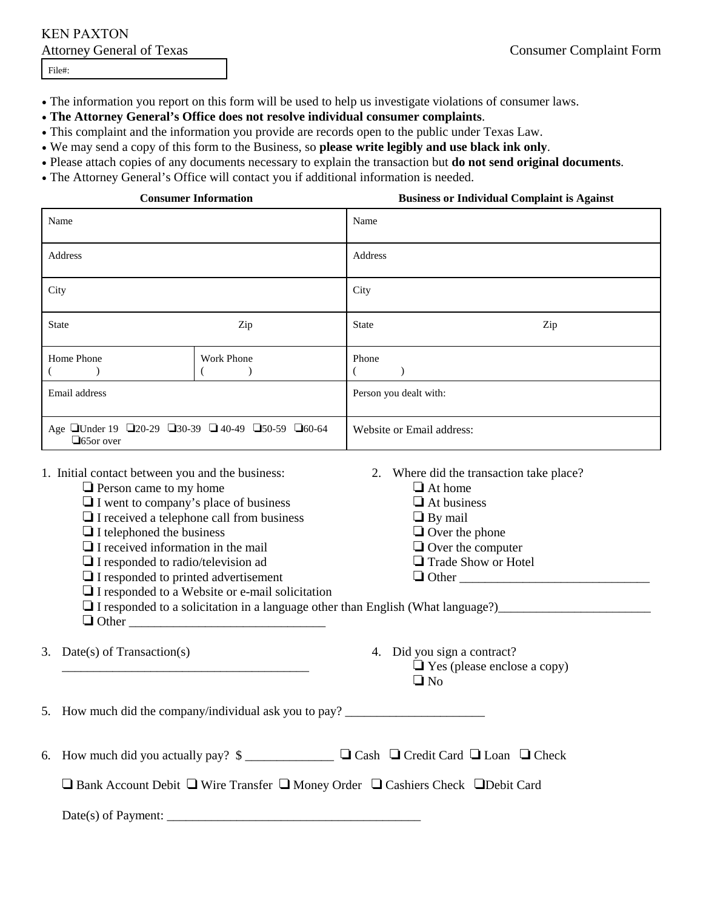KEN PAXTON
Attorney General of Texas

Consumer Complaint Form

File#:

- The information you report on this form will be used to help us investigate violations of consumer laws.
- **The Attorney General's Office does not resolve individual consumer complaints**.
- This complaint and the information you provide are records open to the public under Texas Law.
- We may send a copy of this form to the Business, so **please write legibly and use black ink only**.
- Please attach copies of any documents necessary to explain the transaction but **do not send original documents**.
- The Attorney General's Office will contact you if additional information is needed.

| **Consumer Information** | | **Business or Individual Complaint is Against** |
|---|---|---|
| Name | | Name |
| Address | | Address |
| City | | City |
| State Zip | | State Zip |
| Home Phone ( ) | Work Phone ( ) | Phone ( ) |
| Email address | | Person you dealt with: |
| Age ❑Under 19 ❑20-29 ❑30-39 ❑ 40-49 ❑50-59 ❑60-64 ❑65or over | | Website or Email address: |

1. Initial contact between you and the business:
   - ❑ Person came to my home
   - ❑ I went to company's place of business
   - ❑ I received a telephone call from business
   - ❑ I telephoned the business
   - ❑ I received information in the mail
   - ❑ I responded to radio/television ad
   - ❑ I responded to printed advertisement
   - ❑ I responded to a Website or e-mail solicitation
   - ❑ I responded to a solicitation in a language other than English (What language?)________________________
   - ❑ Other _______________________________

2. Where did the transaction take place?
   - ❑ At home
   - ❑ At business
   - ❑ By mail
   - ❑ Over the phone
   - ❑ Over the computer
   - ❑ Trade Show or Hotel
   - ❑ Other ______________________________

3. Date(s) of Transaction(s)
   _______________________________________

4. Did you sign a contract?
   - ❑ Yes (please enclose a copy)
   - ❑ No

5. How much did the company/individual ask you to pay? ______________________

6. How much did you actually pay? $ ______________ ❑ Cash ❑ Credit Card ❑ Loan ❑ Check

   ❑ Bank Account Debit ❑ Wire Transfer ❑ Money Order ❑ Cashiers Check ❑Debit Card

   Date(s) of Payment: ________________________________________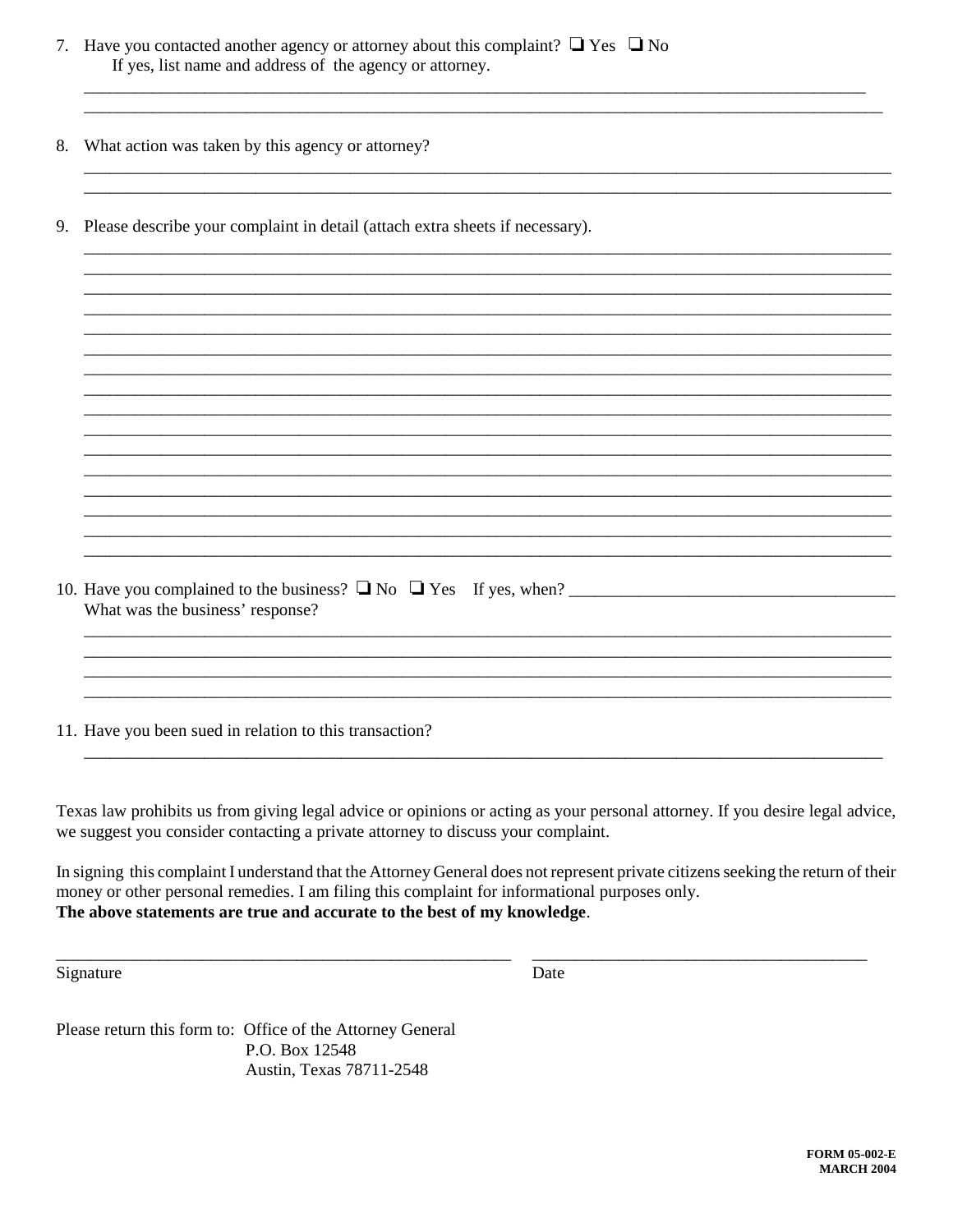7. Have you contacted another agency or attorney about this complaint? ❑ Yes ❑ No
   If yes, list name and address of the agency or attorney.

   ______________________________________________________________________________________
   ______________________________________________________________________________________

8. What action was taken by this agency or attorney?

   ______________________________________________________________________________________
   ______________________________________________________________________________________

9. Please describe your complaint in detail (attach extra sheets if necessary).

   ______________________________________________________________________________________
   ______________________________________________________________________________________
   ______________________________________________________________________________________
   ______________________________________________________________________________________
   ______________________________________________________________________________________
   ______________________________________________________________________________________
   ______________________________________________________________________________________
   ______________________________________________________________________________________
   ______________________________________________________________________________________
   ______________________________________________________________________________________
   ______________________________________________________________________________________
   ______________________________________________________________________________________
   ______________________________________________________________________________________
   ______________________________________________________________________________________
   ______________________________________________________________________________________
   ______________________________________________________________________________________

10. Have you complained to the business? ❑ No ❑ Yes If yes, when? ______________________________
    What was the business' response?

    ______________________________________________________________________________________
    ______________________________________________________________________________________
    ______________________________________________________________________________________
    ______________________________________________________________________________________

11. Have you been sued in relation to this transaction?

    ______________________________________________________________________________________

Texas law prohibits us from giving legal advice or opinions or acting as your personal attorney. If you desire legal advice, we suggest you consider contacting a private attorney to discuss your complaint.

In signing this complaint I understand that the Attorney General does not represent private citizens seeking the return of their money or other personal remedies. I am filing this complaint for informational purposes only.
**The above statements are true and accurate to the best of my knowledge**.

_____________________________________________ ________________________________

Signature Date

Please return this form to: Office of the Attorney General
P.O. Box 12548
Austin, Texas 78711-2548

**FORM 05-002-E**
**MARCH 2004**